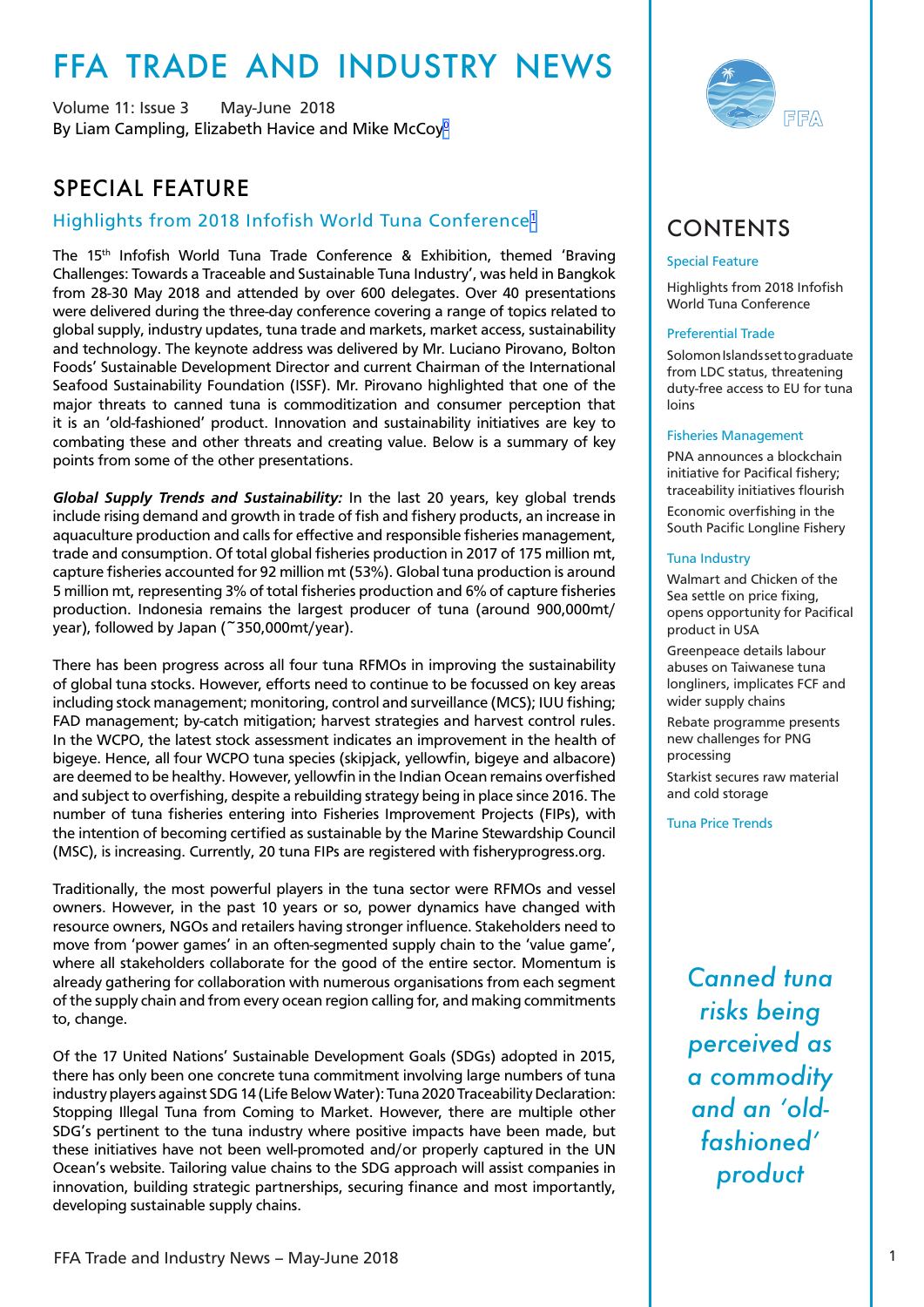# FFA TRADE AND INDUSTRY NEWS

Volume 11: Issue 3 May-June 2018

By Liam Campling, Elizabeth Havice and Mike McCoy[0]

## SPECIAL FEATURE

### Highlights from 2018 Infofish World Tuna Conference[1]

The 15th Infofish World Tuna Trade Conference & Exhibition, themed 'Braving Challenges: Towards a Traceable and Sustainable Tuna Industry', was held in Bangkok from 28-30 May 2018 and attended by over 600 delegates. Over 40 presentations were delivered during the three-day conference covering a range of topics related to global supply, industry updates, tuna trade and markets, market access, sustainability and technology. The keynote address was delivered by Mr. Luciano Pirovano, Bolton Foods' Sustainable Development Director and current Chairman of the International Seafood Sustainability Foundation (ISSF). Mr. Pirovano highlighted that one of the major threats to canned tuna is commoditization and consumer perception that it is an 'old-fashioned' product. Innovation and sustainability initiatives are key to combating these and other threats and creating value. Below is a summary of key points from some of the other presentations.

***Global Supply Trends and Sustainability:*** In the last 20 years, key global trends include rising demand and growth in trade of fish and fishery products, an increase in aquaculture production and calls for effective and responsible fisheries management, trade and consumption. Of total global fisheries production in 2017 of 175 million mt, capture fisheries accounted for 92 million mt (53%). Global tuna production is around 5 million mt, representing 3% of total fisheries production and 6% of capture fisheries production. Indonesia remains the largest producer of tuna (around 900,000mt/year), followed by Japan (~350,000mt/year).

There has been progress across all four tuna RFMOs in improving the sustainability of global tuna stocks. However, efforts need to continue to be focussed on key areas including stock management; monitoring, control and surveillance (MCS); IUU fishing; FAD management; by-catch mitigation; harvest strategies and harvest control rules. In the WCPO, the latest stock assessment indicates an improvement in the health of bigeye. Hence, all four WCPO tuna species (skipjack, yellowfin, bigeye and albacore) are deemed to be healthy. However, yellowfin in the Indian Ocean remains overfished and subject to overfishing, despite a rebuilding strategy being in place since 2016. The number of tuna fisheries entering into Fisheries Improvement Projects (FIPs), with the intention of becoming certified as sustainable by the Marine Stewardship Council (MSC), is increasing. Currently, 20 tuna FIPs are registered with fisheryprogress.org.

Traditionally, the most powerful players in the tuna sector were RFMOs and vessel owners. However, in the past 10 years or so, power dynamics have changed with resource owners, NGOs and retailers having stronger influence. Stakeholders need to move from 'power games' in an often-segmented supply chain to the 'value game', where all stakeholders collaborate for the good of the entire sector. Momentum is already gathering for collaboration with numerous organisations from each segment of the supply chain and from every ocean region calling for, and making commitments to, change.

Of the 17 United Nations' Sustainable Development Goals (SDGs) adopted in 2015, there has only been one concrete tuna commitment involving large numbers of tuna industry players against SDG 14 (Life Below Water): Tuna 2020 Traceability Declaration: Stopping Illegal Tuna from Coming to Market. However, there are multiple other SDG's pertinent to the tuna industry where positive impacts have been made, but these initiatives have not been well-promoted and/or properly captured in the UN Ocean's website. Tailoring value chains to the SDG approach will assist companies in innovation, building strategic partnerships, securing finance and most importantly, developing sustainable supply chains.

## CONTENTS

**Special Feature**

Highlights from 2018 Infofish World Tuna Conference

**Preferential Trade**

Solomon Islands set to graduate from LDC status, threatening duty-free access to EU for tuna loins

**Fisheries Management**

PNA announces a blockchain initiative for Pacifical fishery; traceability initiatives flourish

Economic overfishing in the South Pacific Longline Fishery

**Tuna Industry**

Walmart and Chicken of the Sea settle on price fixing, opens opportunity for Pacifical product in USA

Greenpeace details labour abuses on Taiwanese tuna longliners, implicates FCF and wider supply chains

Rebate programme presents new challenges for PNG processing

Starkist secures raw material and cold storage

**Tuna Price Trends**

*Canned tuna risks being perceived as a commodity and an 'old-fashioned' product*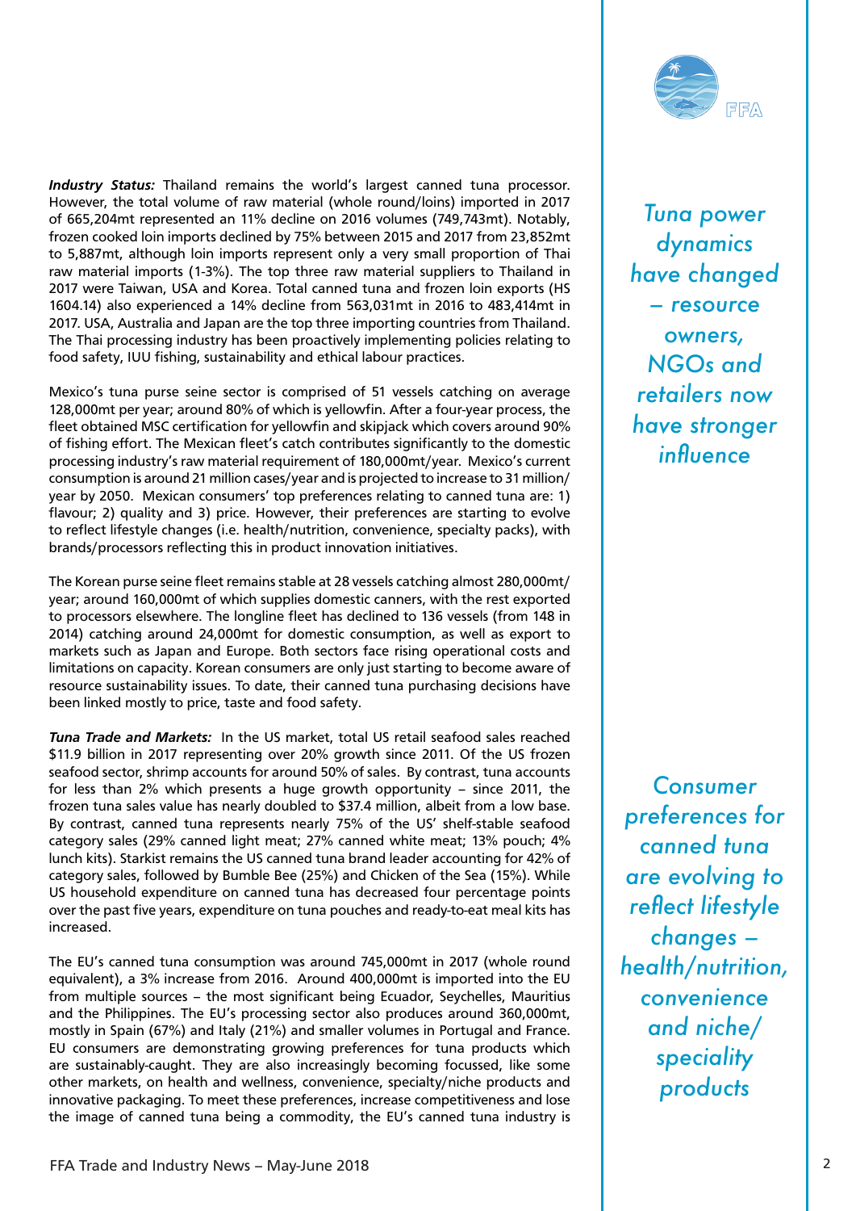***Industry Status:*** Thailand remains the world's largest canned tuna processor. However, the total volume of raw material (whole round/loins) imported in 2017 of 665,204mt represented an 11% decline on 2016 volumes (749,743mt). Notably, frozen cooked loin imports declined by 75% between 2015 and 2017 from 23,852mt to 5,887mt, although loin imports represent only a very small proportion of Thai raw material imports (1-3%). The top three raw material suppliers to Thailand in 2017 were Taiwan, USA and Korea. Total canned tuna and frozen loin exports (HS 1604.14) also experienced a 14% decline from 563,031mt in 2016 to 483,414mt in 2017. USA, Australia and Japan are the top three importing countries from Thailand. The Thai processing industry has been proactively implementing policies relating to food safety, IUU fishing, sustainability and ethical labour practices.

*Tuna power dynamics have changed – resource owners, NGOs and retailers now have stronger influence*

Mexico's tuna purse seine sector is comprised of 51 vessels catching on average 128,000mt per year; around 80% of which is yellowfin. After a four-year process, the fleet obtained MSC certification for yellowfin and skipjack which covers around 90% of fishing effort. The Mexican fleet's catch contributes significantly to the domestic processing industry's raw material requirement of 180,000mt/year. Mexico's current consumption is around 21 million cases/year and is projected to increase to 31 million/year by 2050. Mexican consumers' top preferences relating to canned tuna are: 1) flavour; 2) quality and 3) price. However, their preferences are starting to evolve to reflect lifestyle changes (i.e. health/nutrition, convenience, specialty packs), with brands/processors reflecting this in product innovation initiatives.

The Korean purse seine fleet remains stable at 28 vessels catching almost 280,000mt/year; around 160,000mt of which supplies domestic canners, with the rest exported to processors elsewhere. The longline fleet has declined to 136 vessels (from 148 in 2014) catching around 24,000mt for domestic consumption, as well as export to markets such as Japan and Europe. Both sectors face rising operational costs and limitations on capacity. Korean consumers are only just starting to become aware of resource sustainability issues. To date, their canned tuna purchasing decisions have been linked mostly to price, taste and food safety.

***Tuna Trade and Markets:*** In the US market, total US retail seafood sales reached $11.9 billion in 2017 representing over 20% growth since 2011. Of the US frozen seafood sector, shrimp accounts for around 50% of sales. By contrast, tuna accounts for less than 2% which presents a huge growth opportunity – since 2011, the frozen tuna sales value has nearly doubled to $37.4 million, albeit from a low base. By contrast, canned tuna represents nearly 75% of the US' shelf-stable seafood category sales (29% canned light meat; 27% canned white meat; 13% pouch; 4% lunch kits). Starkist remains the US canned tuna brand leader accounting for 42% of category sales, followed by Bumble Bee (25%) and Chicken of the Sea (15%). While US household expenditure on canned tuna has decreased four percentage points over the past five years, expenditure on tuna pouches and ready-to-eat meal kits has increased.

*Consumer preferences for canned tuna are evolving to reflect lifestyle changes – health/nutrition, convenience and niche/speciality products*

The EU's canned tuna consumption was around 745,000mt in 2017 (whole round equivalent), a 3% increase from 2016. Around 400,000mt is imported into the EU from multiple sources – the most significant being Ecuador, Seychelles, Mauritius and the Philippines. The EU's processing sector also produces around 360,000mt, mostly in Spain (67%) and Italy (21%) and smaller volumes in Portugal and France. EU consumers are demonstrating growing preferences for tuna products which are sustainably-caught. They are also increasingly becoming focussed, like some other markets, on health and wellness, convenience, specialty/niche products and innovative packaging. To meet these preferences, increase competitiveness and lose the image of canned tuna being a commodity, the EU's canned tuna industry is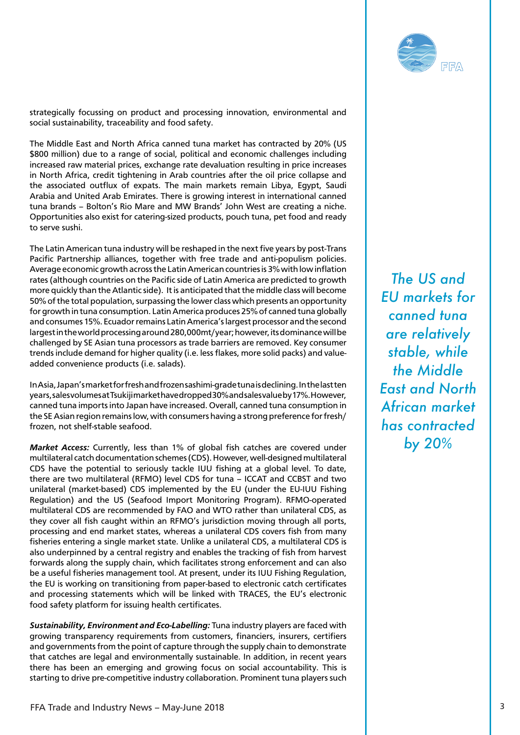strategically focussing on product and processing innovation, environmental and social sustainability, traceability and food safety.

The Middle East and North Africa canned tuna market has contracted by 20% (US $800 million) due to a range of social, political and economic challenges including increased raw material prices, exchange rate devaluation resulting in price increases in North Africa, credit tightening in Arab countries after the oil price collapse and the associated outflux of expats. The main markets remain Libya, Egypt, Saudi Arabia and United Arab Emirates. There is growing interest in international canned tuna brands – Bolton's Rio Mare and MW Brands' John West are creating a niche. Opportunities also exist for catering-sized products, pouch tuna, pet food and ready to serve sushi.

The Latin American tuna industry will be reshaped in the next five years by post-Trans Pacific Partnership alliances, together with free trade and anti-populism policies. Average economic growth across the Latin American countries is 3% with low inflation rates (although countries on the Pacific side of Latin America are predicted to growth more quickly than the Atlantic side). It is anticipated that the middle class will become 50% of the total population, surpassing the lower class which presents an opportunity for growth in tuna consumption. Latin America produces 25% of canned tuna globally and consumes 15%. Ecuador remains Latin America's largest processor and the second largest in the world processing around 280,000mt/year; however, its dominance will be challenged by SE Asian tuna processors as trade barriers are removed. Key consumer trends include demand for higher quality (i.e. less flakes, more solid packs) and value-added convenience products (i.e. salads).

In Asia, Japan's market for fresh and frozen sashimi-grade tuna is declining. In the last ten years, sales volumes at Tsukiji market have dropped 30% and sales value by 17%. However, canned tuna imports into Japan have increased. Overall, canned tuna consumption in the SE Asian region remains low, with consumers having a strong preference for fresh/frozen, not shelf-stable seafood.

> *The US and EU markets for canned tuna are relatively stable, while the Middle East and North African market has contracted by 20%*

***Market Access:*** Currently, less than 1% of global fish catches are covered under multilateral catch documentation schemes (CDS). However, well-designed multilateral CDS have the potential to seriously tackle IUU fishing at a global level. To date, there are two multilateral (RFMO) level CDS for tuna – ICCAT and CCBST and two unilateral (market-based) CDS implemented by the EU (under the EU-IUU Fishing Regulation) and the US (Seafood Import Monitoring Program). RFMO-operated multilateral CDS are recommended by FAO and WTO rather than unilateral CDS, as they cover all fish caught within an RFMO's jurisdiction moving through all ports, processing and end market states, whereas a unilateral CDS covers fish from many fisheries entering a single market state. Unlike a unilateral CDS, a multilateral CDS is also underpinned by a central registry and enables the tracking of fish from harvest forwards along the supply chain, which facilitates strong enforcement and can also be a useful fisheries management tool. At present, under its IUU Fishing Regulation, the EU is working on transitioning from paper-based to electronic catch certificates and processing statements which will be linked with TRACES, the EU's electronic food safety platform for issuing health certificates.

***Sustainability, Environment and Eco-Labelling:*** Tuna industry players are faced with growing transparency requirements from customers, financiers, insurers, certifiers and governments from the point of capture through the supply chain to demonstrate that catches are legal and environmentally sustainable. In addition, in recent years there has been an emerging and growing focus on social accountability. This is starting to drive pre-competitive industry collaboration. Prominent tuna players such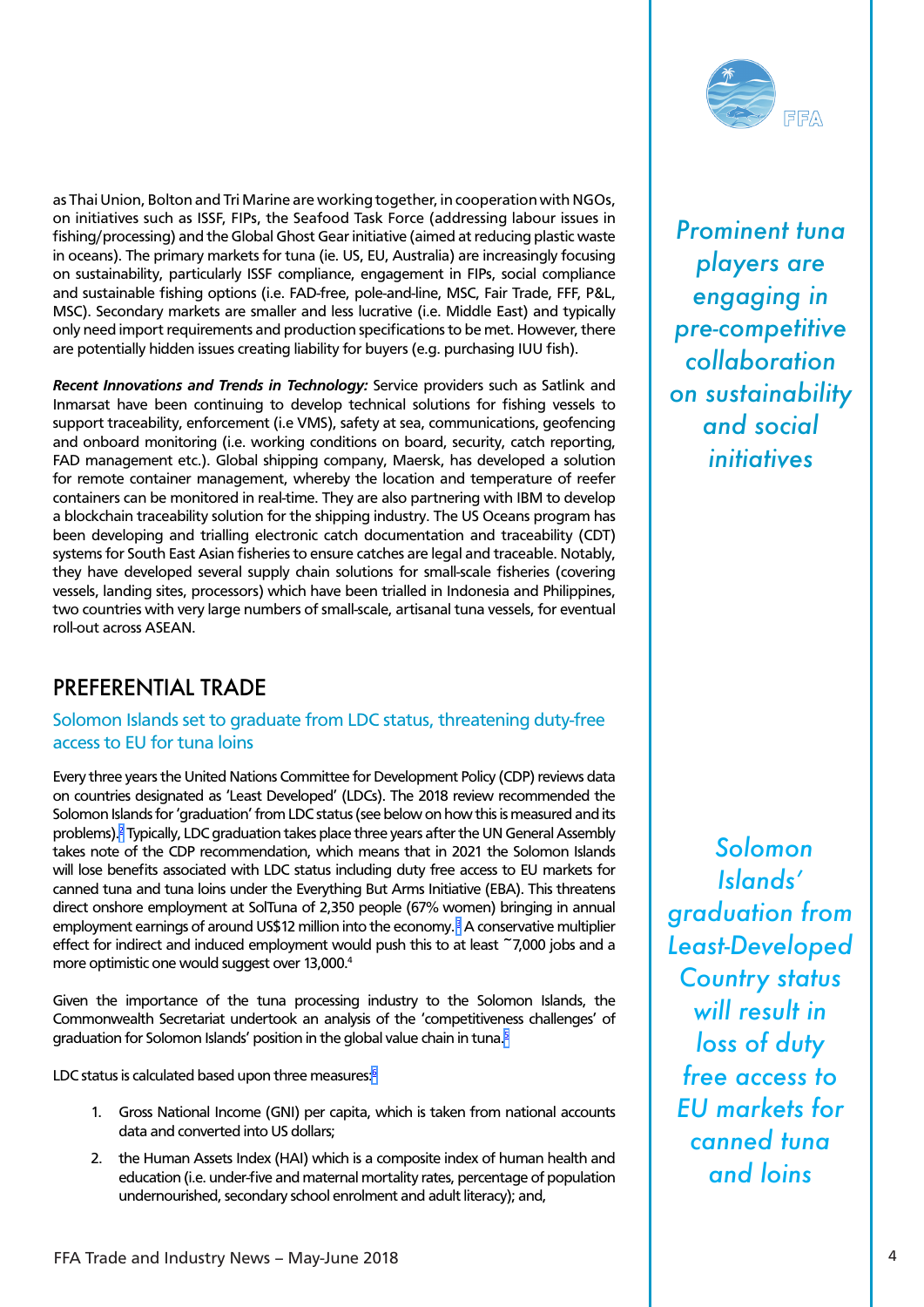as Thai Union, Bolton and Tri Marine are working together, in cooperation with NGOs, on initiatives such as ISSF, FIPs, the Seafood Task Force (addressing labour issues in fishing/processing) and the Global Ghost Gear initiative (aimed at reducing plastic waste in oceans). The primary markets for tuna (ie. US, EU, Australia) are increasingly focusing on sustainability, particularly ISSF compliance, engagement in FIPs, social compliance and sustainable fishing options (i.e. FAD-free, pole-and-line, MSC, Fair Trade, FFF, P&L, MSC). Secondary markets are smaller and less lucrative (i.e. Middle East) and typically only need import requirements and production specifications to be met. However, there are potentially hidden issues creating liability for buyers (e.g. purchasing IUU fish).

*Prominent tuna players are engaging in pre-competitive collaboration on sustainability and social initiatives*

***Recent Innovations and Trends in Technology:*** Service providers such as Satlink and Inmarsat have been continuing to develop technical solutions for fishing vessels to support traceability, enforcement (i.e VMS), safety at sea, communications, geofencing and onboard monitoring (i.e. working conditions on board, security, catch reporting, FAD management etc.). Global shipping company, Maersk, has developed a solution for remote container management, whereby the location and temperature of reefer containers can be monitored in real-time. They are also partnering with IBM to develop a blockchain traceability solution for the shipping industry. The US Oceans program has been developing and trialling electronic catch documentation and traceability (CDT) systems for South East Asian fisheries to ensure catches are legal and traceable. Notably, they have developed several supply chain solutions for small-scale fisheries (covering vessels, landing sites, processors) which have been trialled in Indonesia and Philippines, two countries with very large numbers of small-scale, artisanal tuna vessels, for eventual roll-out across ASEAN.

## PREFERENTIAL TRADE

### Solomon Islands set to graduate from LDC status, threatening duty-free access to EU for tuna loins

Every three years the United Nations Committee for Development Policy (CDP) reviews data on countries designated as 'Least Developed' (LDCs). The 2018 review recommended the Solomon Islands for 'graduation' from LDC status (see below on how this is measured and its problems).[2] Typically, LDC graduation takes place three years after the UN General Assembly takes note of the CDP recommendation, which means that in 2021 the Solomon Islands will lose benefits associated with LDC status including duty free access to EU markets for canned tuna and tuna loins under the Everything But Arms Initiative (EBA). This threatens direct onshore employment at SolTuna of 2,350 people (67% women) bringing in annual employment earnings of around US$12 million into the economy.[3] A conservative multiplier effect for indirect and induced employment would push this to at least ~7,000 jobs and a more optimistic one would suggest over 13,000.[4]

*Solomon Islands' graduation from Least-Developed Country status will result in loss of duty free access to EU markets for canned tuna and loins*

Given the importance of the tuna processing industry to the Solomon Islands, the Commonwealth Secretariat undertook an analysis of the 'competitiveness challenges' of graduation for Solomon Islands' position in the global value chain in tuna.[5]

LDC status is calculated based upon three measures:[6]

1. Gross National Income (GNI) per capita, which is taken from national accounts data and converted into US dollars;
2. the Human Assets Index (HAI) which is a composite index of human health and education (i.e. under-five and maternal mortality rates, percentage of population undernourished, secondary school enrolment and adult literacy); and,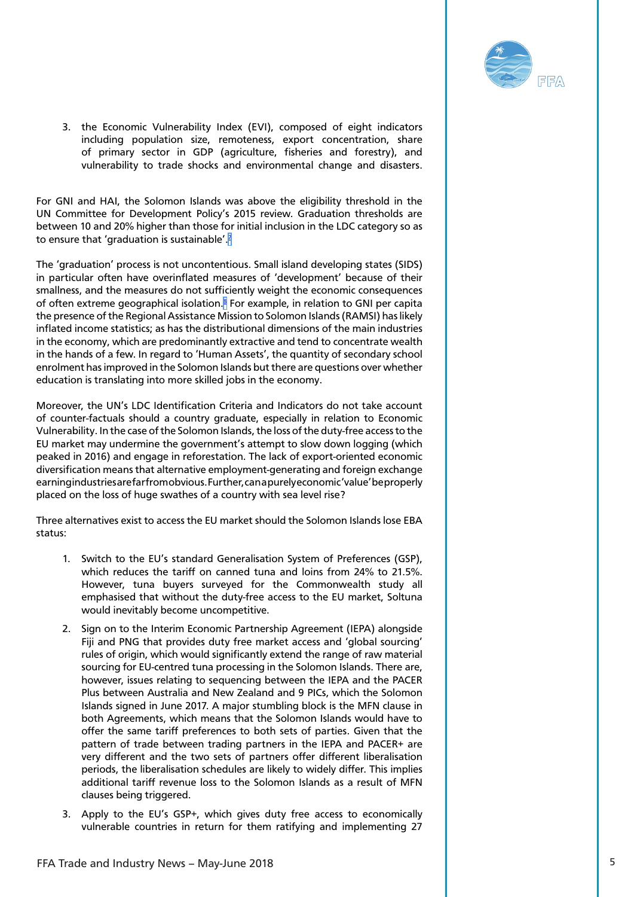3. the Economic Vulnerability Index (EVI), composed of eight indicators including population size, remoteness, export concentration, share of primary sector in GDP (agriculture, fisheries and forestry), and vulnerability to trade shocks and environmental change and disasters.

For GNI and HAI, the Solomon Islands was above the eligibility threshold in the UN Committee for Development Policy's 2015 review. Graduation thresholds are between 10 and 20% higher than those for initial inclusion in the LDC category so as to ensure that 'graduation is sustainable'.[2]

The 'graduation' process is not uncontentious. Small island developing states (SIDS) in particular often have overinflated measures of 'development' because of their smallness, and the measures do not sufficiently weight the economic consequences of often extreme geographical isolation.[3] For example, in relation to GNI per capita the presence of the Regional Assistance Mission to Solomon Islands (RAMSI) has likely inflated income statistics; as has the distributional dimensions of the main industries in the economy, which are predominantly extractive and tend to concentrate wealth in the hands of a few. In regard to 'Human Assets', the quantity of secondary school enrolment has improved in the Solomon Islands but there are questions over whether education is translating into more skilled jobs in the economy.

Moreover, the UN's LDC Identification Criteria and Indicators do not take account of counter-factuals should a country graduate, especially in relation to Economic Vulnerability. In the case of the Solomon Islands, the loss of the duty-free access to the EU market may undermine the government's attempt to slow down logging (which peaked in 2016) and engage in reforestation. The lack of export-oriented economic diversification means that alternative employment-generating and foreign exchange earning industries are far from obvious. Further, can a purely economic 'value' be properly placed on the loss of huge swathes of a country with sea level rise?

Three alternatives exist to access the EU market should the Solomon Islands lose EBA status:

1. Switch to the EU's standard Generalisation System of Preferences (GSP), which reduces the tariff on canned tuna and loins from 24% to 21.5%. However, tuna buyers surveyed for the Commonwealth study all emphasised that without the duty-free access to the EU market, Soltuna would inevitably become uncompetitive.
2. Sign on to the Interim Economic Partnership Agreement (IEPA) alongside Fiji and PNG that provides duty free market access and 'global sourcing' rules of origin, which would significantly extend the range of raw material sourcing for EU-centred tuna processing in the Solomon Islands. There are, however, issues relating to sequencing between the IEPA and the PACER Plus between Australia and New Zealand and 9 PICs, which the Solomon Islands signed in June 2017. A major stumbling block is the MFN clause in both Agreements, which means that the Solomon Islands would have to offer the same tariff preferences to both sets of parties. Given that the pattern of trade between trading partners in the IEPA and PACER+ are very different and the two sets of partners offer different liberalisation periods, the liberalisation schedules are likely to widely differ. This implies additional tariff revenue loss to the Solomon Islands as a result of MFN clauses being triggered.
3. Apply to the EU's GSP+, which gives duty free access to economically vulnerable countries in return for them ratifying and implementing 27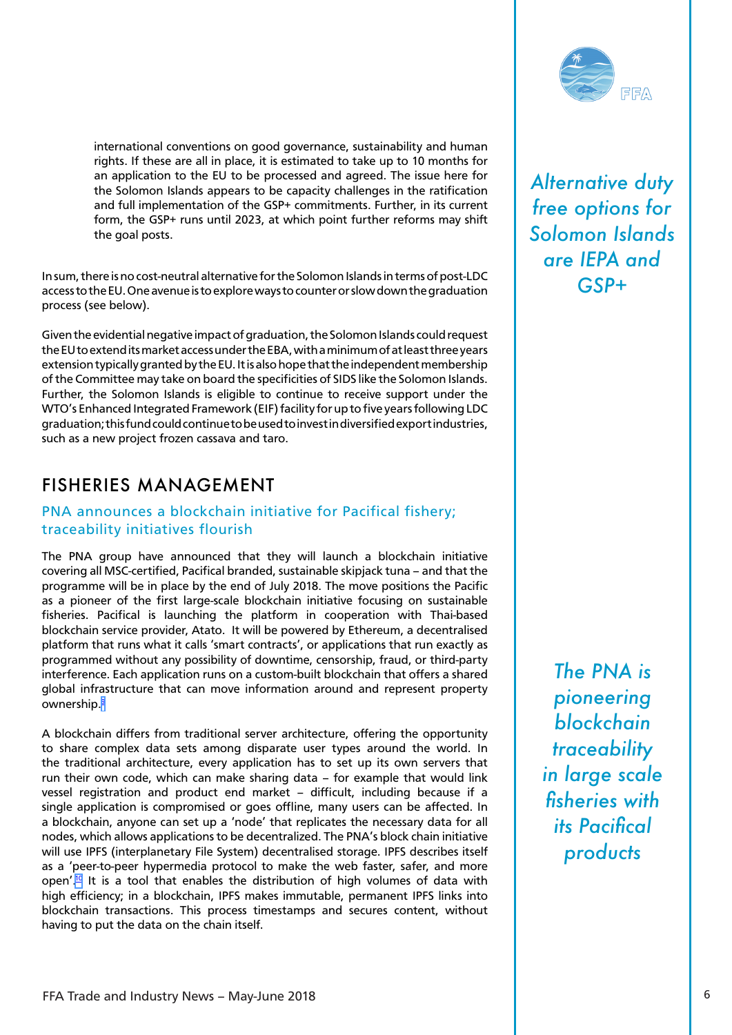international conventions on good governance, sustainability and human rights. If these are all in place, it is estimated to take up to 10 months for an application to the EU to be processed and agreed. The issue here for the Solomon Islands appears to be capacity challenges in the ratification and full implementation of the GSP+ commitments. Further, in its current form, the GSP+ runs until 2023, at which point further reforms may shift the goal posts.

*Alternative duty free options for Solomon Islands are IEPA and GSP+*

In sum, there is no cost-neutral alternative for the Solomon Islands in terms of post-LDC access to the EU. One avenue is to explore ways to counter or slow down the graduation process (see below).

Given the evidential negative impact of graduation, the Solomon Islands could request the EU to extend its market access under the EBA, with a minimum of at least three years extension typically granted by the EU. It is also hope that the independent membership of the Committee may take on board the specificities of SIDS like the Solomon Islands. Further, the Solomon Islands is eligible to continue to receive support under the WTO's Enhanced Integrated Framework (EIF) facility for up to five years following LDC graduation; this fund could continue to be used to invest in diversified export industries, such as a new project frozen cassava and taro.

## FISHERIES MANAGEMENT

### PNA announces a blockchain initiative for Pacifical fishery; traceability initiatives flourish

The PNA group have announced that they will launch a blockchain initiative covering all MSC-certified, Pacifical branded, sustainable skipjack tuna – and that the programme will be in place by the end of July 2018. The move positions the Pacific as a pioneer of the first large-scale blockchain initiative focusing on sustainable fisheries. Pacifical is launching the platform in cooperation with Thai-based blockchain service provider, Atato. It will be powered by Ethereum, a decentralised platform that runs what it calls 'smart contracts', or applications that run exactly as programmed without any possibility of downtime, censorship, fraud, or third-party interference. Each application runs on a custom-built blockchain that offers a shared global infrastructure that can move information around and represent property ownership.[9]

*The PNA is pioneering blockchain traceability in large scale fisheries with its Pacifical products*

A blockchain differs from traditional server architecture, offering the opportunity to share complex data sets among disparate user types around the world. In the traditional architecture, every application has to set up its own servers that run their own code, which can make sharing data – for example that would link vessel registration and product end market – difficult, including because if a single application is compromised or goes offline, many users can be affected. In a blockchain, anyone can set up a 'node' that replicates the necessary data for all nodes, which allows applications to be decentralized. The PNA's block chain initiative will use IPFS (interplanetary File System) decentralised storage. IPFS describes itself as a 'peer-to-peer hypermedia protocol to make the web faster, safer, and more open'.[10] It is a tool that enables the distribution of high volumes of data with high efficiency; in a blockchain, IPFS makes immutable, permanent IPFS links into blockchain transactions. This process timestamps and secures content, without having to put the data on the chain itself.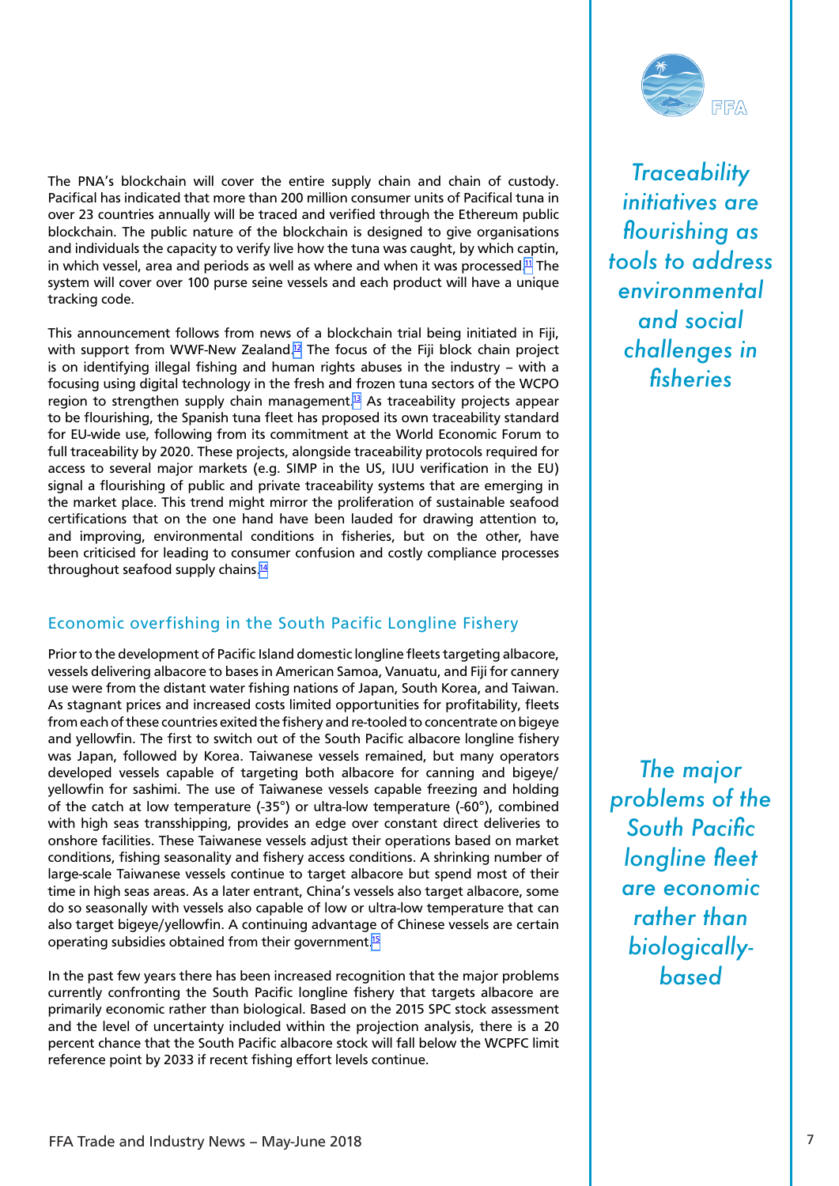The PNA's blockchain will cover the entire supply chain and chain of custody. Pacifical has indicated that more than 200 million consumer units of Pacifical tuna in over 23 countries annually will be traced and verified through the Ethereum public blockchain. The public nature of the blockchain is designed to give organisations and individuals the capacity to verify live how the tuna was caught, by which captin, in which vessel, area and periods as well as where and when it was processed.[11] The system will cover over 100 purse seine vessels and each product will have a unique tracking code.

This announcement follows from news of a blockchain trial being initiated in Fiji, with support from WWF-New Zealand.[12] The focus of the Fiji block chain project is on identifying illegal fishing and human rights abuses in the industry – with a focusing using digital technology in the fresh and frozen tuna sectors of the WCPO region to strengthen supply chain management.[13] As traceability projects appear to be flourishing, the Spanish tuna fleet has proposed its own traceability standard for EU-wide use, following from its commitment at the World Economic Forum to full traceability by 2020. These projects, alongside traceability protocols required for access to several major markets (e.g. SIMP in the US, IUU verification in the EU) signal a flourishing of public and private traceability systems that are emerging in the market place. This trend might mirror the proliferation of sustainable seafood certifications that on the one hand have been lauded for drawing attention to, and improving, environmental conditions in fisheries, but on the other, have been criticised for leading to consumer confusion and costly compliance processes throughout seafood supply chains.[14]

*Traceability initiatives are flourishing as tools to address environmental and social challenges in fisheries*

## Economic overfishing in the South Pacific Longline Fishery

Prior to the development of Pacific Island domestic longline fleets targeting albacore, vessels delivering albacore to bases in American Samoa, Vanuatu, and Fiji for cannery use were from the distant water fishing nations of Japan, South Korea, and Taiwan. As stagnant prices and increased costs limited opportunities for profitability, fleets from each of these countries exited the fishery and re-tooled to concentrate on bigeye and yellowfin. The first to switch out of the South Pacific albacore longline fishery was Japan, followed by Korea. Taiwanese vessels remained, but many operators developed vessels capable of targeting both albacore for canning and bigeye/yellowfin for sashimi. The use of Taiwanese vessels capable freezing and holding of the catch at low temperature (-35°) or ultra-low temperature (-60°), combined with high seas transshipping, provides an edge over constant direct deliveries to onshore facilities. These Taiwanese vessels adjust their operations based on market conditions, fishing seasonality and fishery access conditions. A shrinking number of large-scale Taiwanese vessels continue to target albacore but spend most of their time in high seas areas. As a later entrant, China's vessels also target albacore, some do so seasonally with vessels also capable of low or ultra-low temperature that can also target bigeye/yellowfin. A continuing advantage of Chinese vessels are certain operating subsidies obtained from their government.[15]

In the past few years there has been increased recognition that the major problems currently confronting the South Pacific longline fishery that targets albacore are primarily economic rather than biological. Based on the 2015 SPC stock assessment and the level of uncertainty included within the projection analysis, there is a 20 percent chance that the South Pacific albacore stock will fall below the WCPFC limit reference point by 2033 if recent fishing effort levels continue.

*The major problems of the South Pacific longline fleet are economic rather than biologically-based*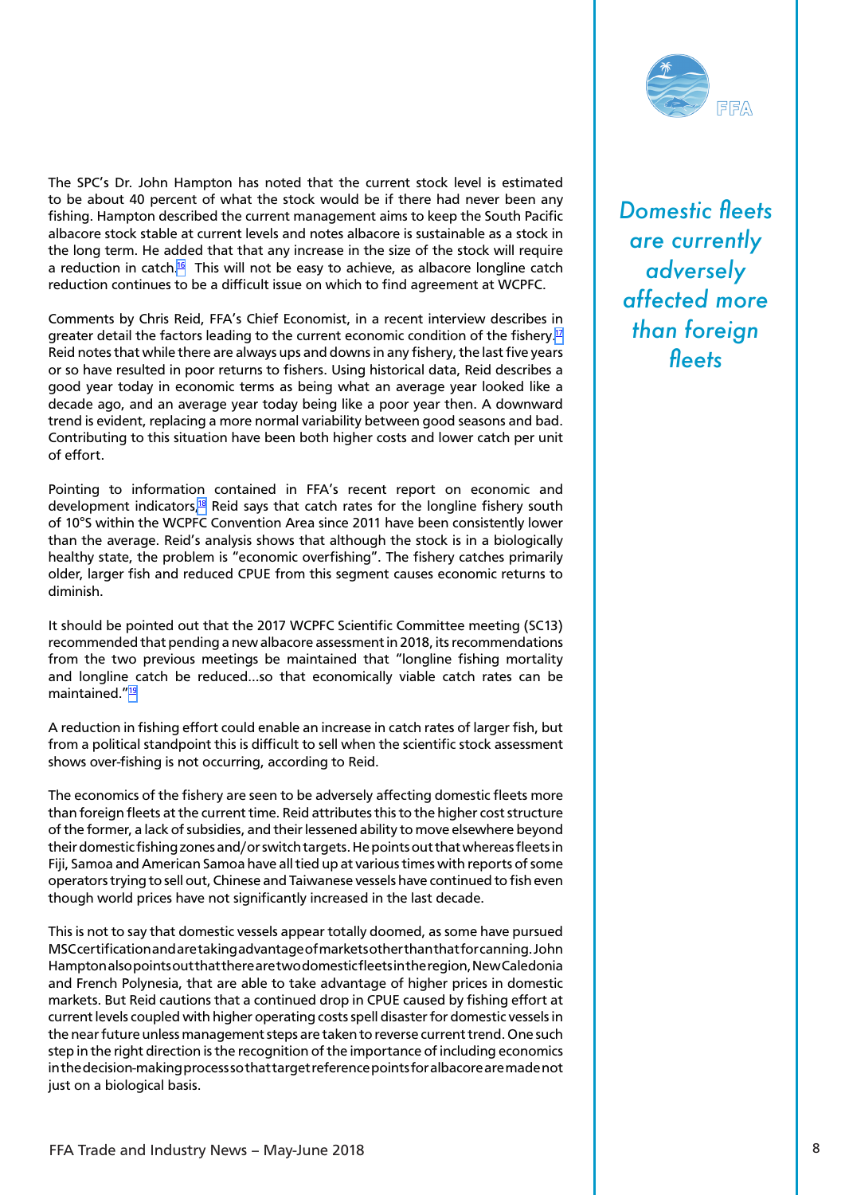The SPC's Dr. John Hampton has noted that the current stock level is estimated to be about 40 percent of what the stock would be if there had never been any fishing. Hampton described the current management aims to keep the South Pacific albacore stock stable at current levels and notes albacore is sustainable as a stock in the long term. He added that that any increase in the size of the stock will require a reduction in catch.[16] This will not be easy to achieve, as albacore longline catch reduction continues to be a difficult issue on which to find agreement at WCPFC.

Comments by Chris Reid, FFA's Chief Economist, in a recent interview describes in greater detail the factors leading to the current economic condition of the fishery.[17] Reid notes that while there are always ups and downs in any fishery, the last five years or so have resulted in poor returns to fishers. Using historical data, Reid describes a good year today in economic terms as being what an average year looked like a decade ago, and an average year today being like a poor year then. A downward trend is evident, replacing a more normal variability between good seasons and bad. Contributing to this situation have been both higher costs and lower catch per unit of effort.

Pointing to information contained in FFA's recent report on economic and development indicators,[18] Reid says that catch rates for the longline fishery south of 10°S within the WCPFC Convention Area since 2011 have been consistently lower than the average. Reid's analysis shows that although the stock is in a biologically healthy state, the problem is "economic overfishing". The fishery catches primarily older, larger fish and reduced CPUE from this segment causes economic returns to diminish.

It should be pointed out that the 2017 WCPFC Scientific Committee meeting (SC13) recommended that pending a new albacore assessment in 2018, its recommendations from the two previous meetings be maintained that "longline fishing mortality and longline catch be reduced…so that economically viable catch rates can be maintained."[19]

A reduction in fishing effort could enable an increase in catch rates of larger fish, but from a political standpoint this is difficult to sell when the scientific stock assessment shows over-fishing is not occurring, according to Reid.

*Domestic fleets are currently adversely affected more than foreign fleets*

The economics of the fishery are seen to be adversely affecting domestic fleets more than foreign fleets at the current time. Reid attributes this to the higher cost structure of the former, a lack of subsidies, and their lessened ability to move elsewhere beyond their domestic fishing zones and/or switch targets. He points out that whereas fleets in Fiji, Samoa and American Samoa have all tied up at various times with reports of some operators trying to sell out, Chinese and Taiwanese vessels have continued to fish even though world prices have not significantly increased in the last decade.

This is not to say that domestic vessels appear totally doomed, as some have pursued MSC certification and are taking advantage of markets other than that for canning. John Hampton also points out that there are two domestic fleets in the region, New Caledonia and French Polynesia, that are able to take advantage of higher prices in domestic markets. But Reid cautions that a continued drop in CPUE caused by fishing effort at current levels coupled with higher operating costs spell disaster for domestic vessels in the near future unless management steps are taken to reverse current trend. One such step in the right direction is the recognition of the importance of including economics in the decision-making process so that target reference points for albacore are made not just on a biological basis.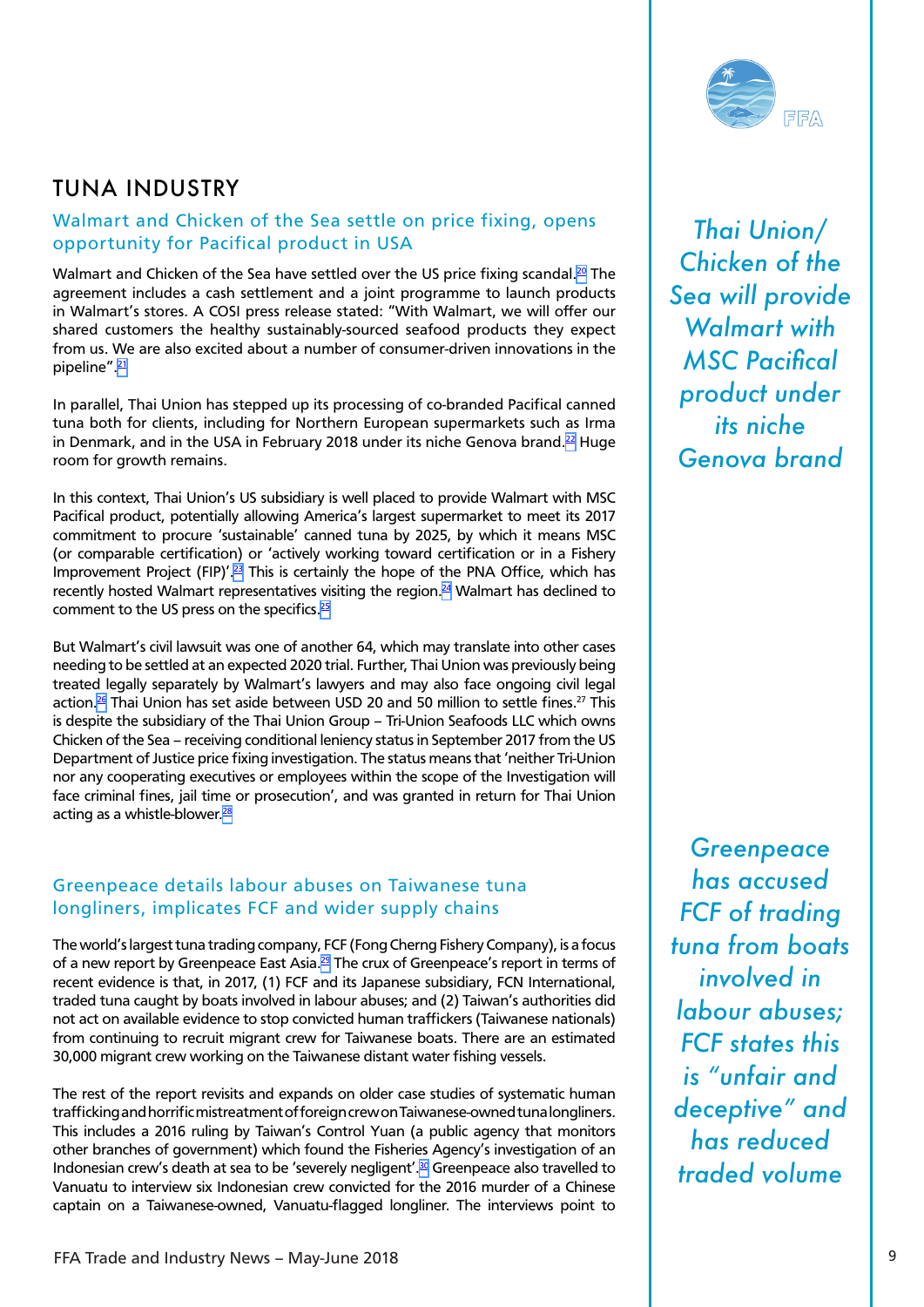# TUNA INDUSTRY

## Walmart and Chicken of the Sea settle on price fixing, opens opportunity for Pacifical product in USA

Walmart and Chicken of the Sea have settled over the US price fixing scandal.[20] The agreement includes a cash settlement and a joint programme to launch products in Walmart's stores. A COSI press release stated: "With Walmart, we will offer our shared customers the healthy sustainably-sourced seafood products they expect from us. We are also excited about a number of consumer-driven innovations in the pipeline".[21]

In parallel, Thai Union has stepped up its processing of co-branded Pacifical canned tuna both for clients, including for Northern European supermarkets such as Irma in Denmark, and in the USA in February 2018 under its niche Genova brand.[22] Huge room for growth remains.

*Thai Union/ Chicken of the Sea will provide Walmart with MSC Pacifical product under its niche Genova brand*

In this context, Thai Union's US subsidiary is well placed to provide Walmart with MSC Pacifical product, potentially allowing America's largest supermarket to meet its 2017 commitment to procure 'sustainable' canned tuna by 2025, by which it means MSC (or comparable certification) or 'actively working toward certification or in a Fishery Improvement Project (FIP)'.[23] This is certainly the hope of the PNA Office, which has recently hosted Walmart representatives visiting the region.[24] Walmart has declined to comment to the US press on the specifics.[25]

But Walmart's civil lawsuit was one of another 64, which may translate into other cases needing to be settled at an expected 2020 trial. Further, Thai Union was previously being treated legally separately by Walmart's lawyers and may also face ongoing civil legal action.[26] Thai Union has set aside between USD 20 and 50 million to settle fines.[27] This is despite the subsidiary of the Thai Union Group – Tri-Union Seafoods LLC which owns Chicken of the Sea – receiving conditional leniency status in September 2017 from the US Department of Justice price fixing investigation. The status means that 'neither Tri-Union nor any cooperating executives or employees within the scope of the Investigation will face criminal fines, jail time or prosecution', and was granted in return for Thai Union acting as a whistle-blower.[28]

## Greenpeace details labour abuses on Taiwanese tuna longliners, implicates FCF and wider supply chains

The world's largest tuna trading company, FCF (Fong Cherng Fishery Company), is a focus of a new report by Greenpeace East Asia.[29] The crux of Greenpeace's report in terms of recent evidence is that, in 2017, (1) FCF and its Japanese subsidiary, FCN International, traded tuna caught by boats involved in labour abuses; and (2) Taiwan's authorities did not act on available evidence to stop convicted human traffickers (Taiwanese nationals) from continuing to recruit migrant crew for Taiwanese boats. There are an estimated 30,000 migrant crew working on the Taiwanese distant water fishing vessels.

*Greenpeace has accused FCF of trading tuna from boats involved in labour abuses; FCF states this is "unfair and deceptive" and has reduced traded volume*

The rest of the report revisits and expands on older case studies of systematic human trafficking and horrific mistreatment of foreign crew on Taiwanese-owned tuna longliners. This includes a 2016 ruling by Taiwan's Control Yuan (a public agency that monitors other branches of government) which found the Fisheries Agency's investigation of an Indonesian crew's death at sea to be 'severely negligent'.[30] Greenpeace also travelled to Vanuatu to interview six Indonesian crew convicted for the 2016 murder of a Chinese captain on a Taiwanese-owned, Vanuatu-flagged longliner. The interviews point to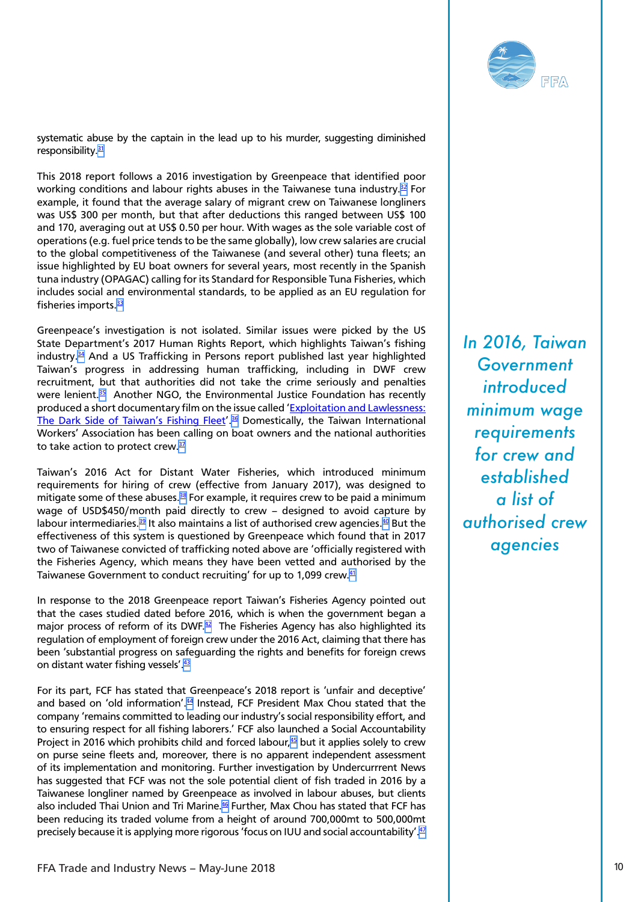systematic abuse by the captain in the lead up to his murder, suggesting diminished responsibility.[31]

This 2018 report follows a 2016 investigation by Greenpeace that identified poor working conditions and labour rights abuses in the Taiwanese tuna industry.[32] For example, it found that the average salary of migrant crew on Taiwanese longliners was US$ 300 per month, but that after deductions this ranged between US$ 100 and 170, averaging out at US$ 0.50 per hour. With wages as the sole variable cost of operations (e.g. fuel price tends to be the same globally), low crew salaries are crucial to the global competitiveness of the Taiwanese (and several other) tuna fleets; an issue highlighted by EU boat owners for several years, most recently in the Spanish tuna industry (OPAGAC) calling for its Standard for Responsible Tuna Fisheries, which includes social and environmental standards, to be applied as an EU regulation for fisheries imports.[33]

Greenpeace's investigation is not isolated. Similar issues were picked by the US State Department's 2017 Human Rights Report, which highlights Taiwan's fishing industry.[34] And a US Trafficking in Persons report published last year highlighted Taiwan's progress in addressing human trafficking, including in DWF crew recruitment, but that authorities did not take the crime seriously and penalties were lenient.[35] Another NGO, the Environmental Justice Foundation has recently produced a short documentary film on the issue called '[Exploitation and Lawlessness: The Dark Side of Taiwan's Fishing Fleet](#)'.[36] Domestically, the Taiwan International Workers' Association has been calling on boat owners and the national authorities to take action to protect crew.[37]

*In 2016, Taiwan Government introduced minimum wage requirements for crew and established a list of authorised crew agencies*

Taiwan's 2016 Act for Distant Water Fisheries, which introduced minimum requirements for hiring of crew (effective from January 2017), was designed to mitigate some of these abuses.[38] For example, it requires crew to be paid a minimum wage of USD$450/month paid directly to crew – designed to avoid capture by labour intermediaries.[39] It also maintains a list of authorised crew agencies.[40] But the effectiveness of this system is questioned by Greenpeace which found that in 2017 two of Taiwanese convicted of trafficking noted above are 'officially registered with the Fisheries Agency, which means they have been vetted and authorised by the Taiwanese Government to conduct recruiting' for up to 1,099 crew.[41]

In response to the 2018 Greenpeace report Taiwan's Fisheries Agency pointed out that the cases studied dated before 2016, which is when the government began a major process of reform of its DWF.[42] The Fisheries Agency has also highlighted its regulation of employment of foreign crew under the 2016 Act, claiming that there has been 'substantial progress on safeguarding the rights and benefits for foreign crews on distant water fishing vessels'.[43]

For its part, FCF has stated that Greenpeace's 2018 report is 'unfair and deceptive' and based on 'old information'.[44] Instead, FCF President Max Chou stated that the company 'remains committed to leading our industry's social responsibility effort, and to ensuring respect for all fishing laborers.' FCF also launched a Social Accountability Project in 2016 which prohibits child and forced labour,[45] but it applies solely to crew on purse seine fleets and, moreover, there is no apparent independent assessment of its implementation and monitoring. Further investigation by Undercurrrent News has suggested that FCF was not the sole potential client of fish traded in 2016 by a Taiwanese longliner named by Greenpeace as involved in labour abuses, but clients also included Thai Union and Tri Marine.[46] Further, Max Chou has stated that FCF has been reducing its traded volume from a height of around 700,000mt to 500,000mt precisely because it is applying more rigorous 'focus on IUU and social accountability'.[47]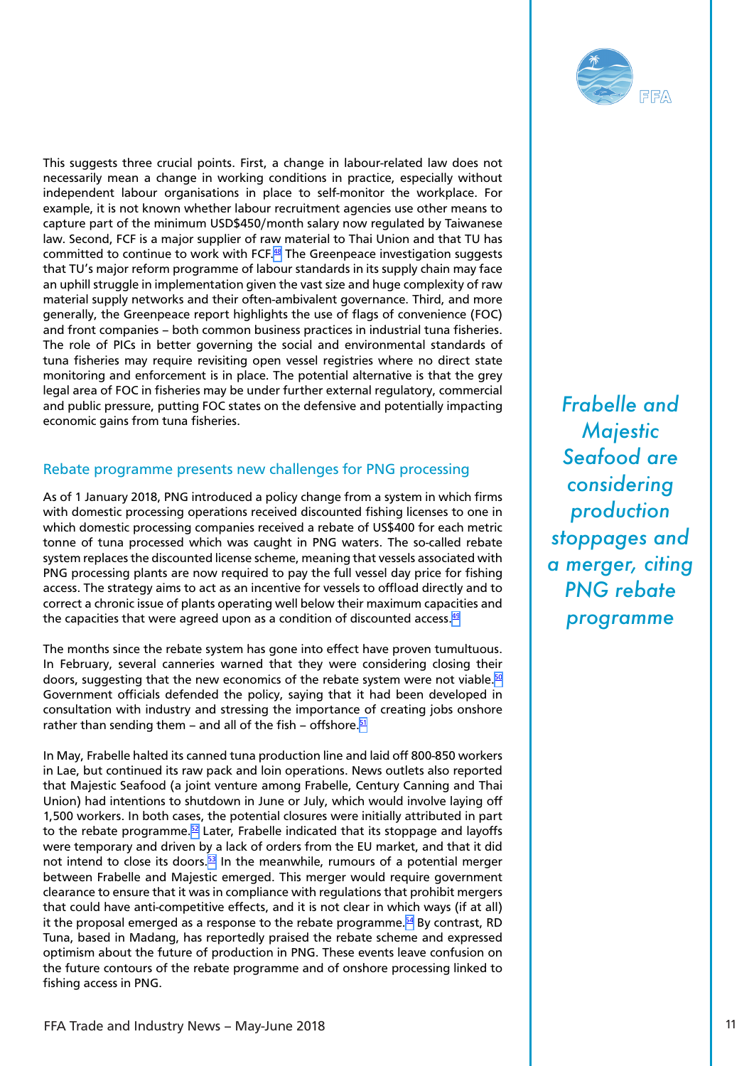This suggests three crucial points. First, a change in labour-related law does not necessarily mean a change in working conditions in practice, especially without independent labour organisations in place to self-monitor the workplace. For example, it is not known whether labour recruitment agencies use other means to capture part of the minimum USD$450/month salary now regulated by Taiwanese law. Second, FCF is a major supplier of raw material to Thai Union and that TU has committed to continue to work with FCF.[48] The Greenpeace investigation suggests that TU's major reform programme of labour standards in its supply chain may face an uphill struggle in implementation given the vast size and huge complexity of raw material supply networks and their often-ambivalent governance. Third, and more generally, the Greenpeace report highlights the use of flags of convenience (FOC) and front companies – both common business practices in industrial tuna fisheries. The role of PICs in better governing the social and environmental standards of tuna fisheries may require revisiting open vessel registries where no direct state monitoring and enforcement is in place. The potential alternative is that the grey legal area of FOC in fisheries may be under further external regulatory, commercial and public pressure, putting FOC states on the defensive and potentially impacting economic gains from tuna fisheries.

## Rebate programme presents new challenges for PNG processing

As of 1 January 2018, PNG introduced a policy change from a system in which firms with domestic processing operations received discounted fishing licenses to one in which domestic processing companies received a rebate of US$400 for each metric tonne of tuna processed which was caught in PNG waters. The so-called rebate system replaces the discounted license scheme, meaning that vessels associated with PNG processing plants are now required to pay the full vessel day price for fishing access. The strategy aims to act as an incentive for vessels to offload directly and to correct a chronic issue of plants operating well below their maximum capacities and the capacities that were agreed upon as a condition of discounted access.[49]

*Frabelle and Majestic Seafood are considering production stoppages and a merger, citing PNG rebate programme*

The months since the rebate system has gone into effect have proven tumultuous. In February, several canneries warned that they were considering closing their doors, suggesting that the new economics of the rebate system were not viable.[50] Government officials defended the policy, saying that it had been developed in consultation with industry and stressing the importance of creating jobs onshore rather than sending them – and all of the fish – offshore.[51]

In May, Frabelle halted its canned tuna production line and laid off 800-850 workers in Lae, but continued its raw pack and loin operations. News outlets also reported that Majestic Seafood (a joint venture among Frabelle, Century Canning and Thai Union) had intentions to shutdown in June or July, which would involve laying off 1,500 workers. In both cases, the potential closures were initially attributed in part to the rebate programme.[52] Later, Frabelle indicated that its stoppage and layoffs were temporary and driven by a lack of orders from the EU market, and that it did not intend to close its doors.[53] In the meanwhile, rumours of a potential merger between Frabelle and Majestic emerged. This merger would require government clearance to ensure that it was in compliance with regulations that prohibit mergers that could have anti-competitive effects, and it is not clear in which ways (if at all) it the proposal emerged as a response to the rebate programme.[54] By contrast, RD Tuna, based in Madang, has reportedly praised the rebate scheme and expressed optimism about the future of production in PNG. These events leave confusion on the future contours of the rebate programme and of onshore processing linked to fishing access in PNG.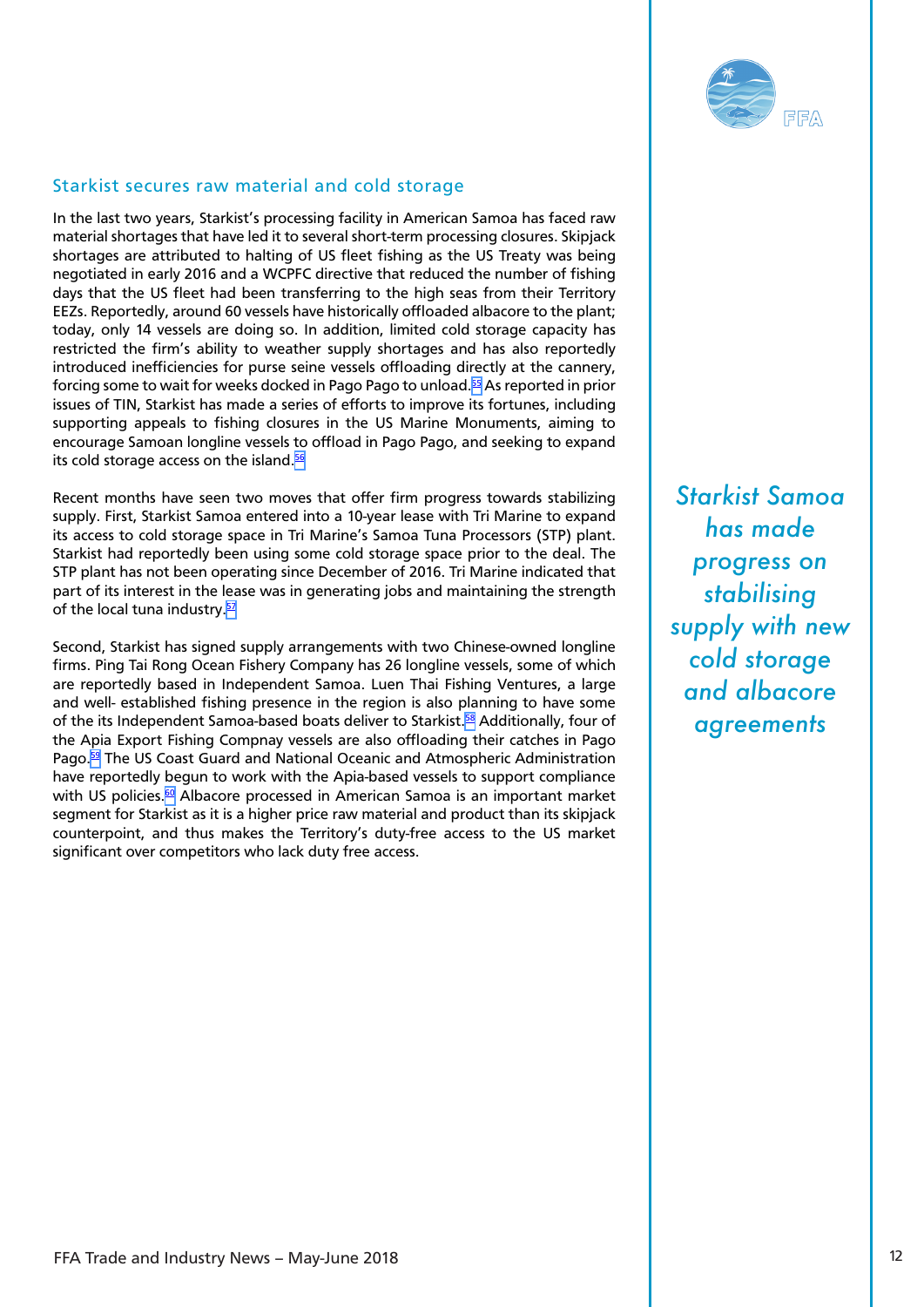## Starkist secures raw material and cold storage

In the last two years, Starkist's processing facility in American Samoa has faced raw material shortages that have led it to several short-term processing closures. Skipjack shortages are attributed to halting of US fleet fishing as the US Treaty was being negotiated in early 2016 and a WCPFC directive that reduced the number of fishing days that the US fleet had been transferring to the high seas from their Territory EEZs. Reportedly, around 60 vessels have historically offloaded albacore to the plant; today, only 14 vessels are doing so. In addition, limited cold storage capacity has restricted the firm's ability to weather supply shortages and has also reportedly introduced inefficiencies for purse seine vessels offloading directly at the cannery, forcing some to wait for weeks docked in Pago Pago to unload.[55] As reported in prior issues of TIN, Starkist has made a series of efforts to improve its fortunes, including supporting appeals to fishing closures in the US Marine Monuments, aiming to encourage Samoan longline vessels to offload in Pago Pago, and seeking to expand its cold storage access on the island.[56]

Recent months have seen two moves that offer firm progress towards stabilizing supply. First, Starkist Samoa entered into a 10-year lease with Tri Marine to expand its access to cold storage space in Tri Marine's Samoa Tuna Processors (STP) plant. Starkist had reportedly been using some cold storage space prior to the deal. The STP plant has not been operating since December of 2016. Tri Marine indicated that part of its interest in the lease was in generating jobs and maintaining the strength of the local tuna industry.[57]

Second, Starkist has signed supply arrangements with two Chinese-owned longline firms. Ping Tai Rong Ocean Fishery Company has 26 longline vessels, some of which are reportedly based in Independent Samoa. Luen Thai Fishing Ventures, a large and well- established fishing presence in the region is also planning to have some of the its Independent Samoa-based boats deliver to Starkist.[58] Additionally, four of the Apia Export Fishing Compnay vessels are also offloading their catches in Pago Pago.[59] The US Coast Guard and National Oceanic and Atmospheric Administration have reportedly begun to work with the Apia-based vessels to support compliance with US policies.[60] Albacore processed in American Samoa is an important market segment for Starkist as it is a higher price raw material and product than its skipjack counterpoint, and thus makes the Territory's duty-free access to the US market significant over competitors who lack duty free access.

*Starkist Samoa has made progress on stabilising supply with new cold storage and albacore agreements*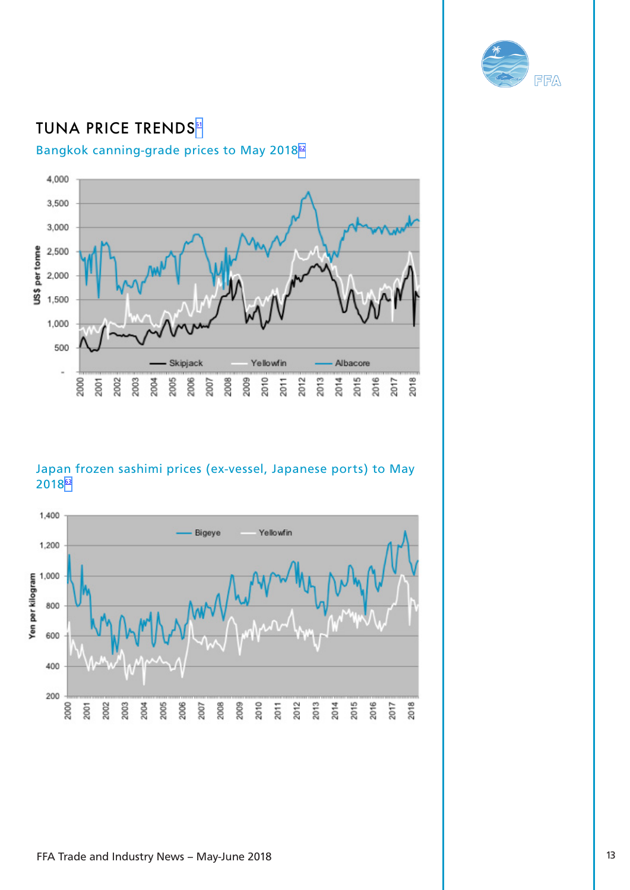# TUNA PRICE TRENDS[61]

## Bangkok canning-grade prices to May 2018[62]

## Japan frozen sashimi prices (ex-vessel, Japanese ports) to May 2018[63]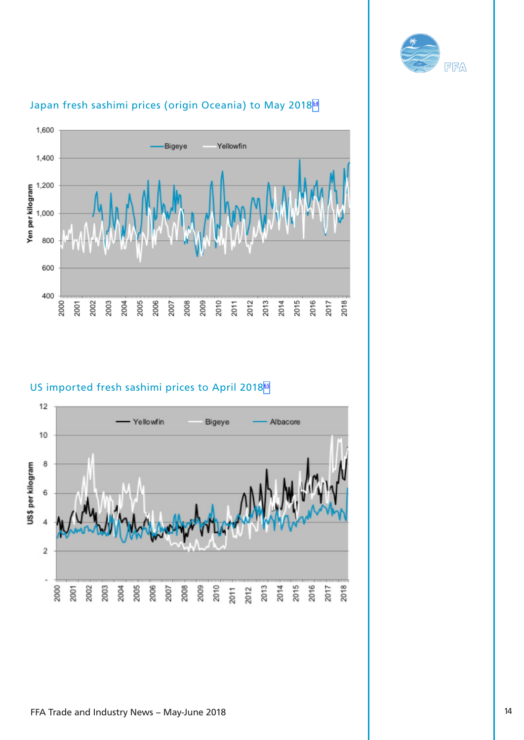## Japan fresh sashimi prices (origin Oceania) to May 2018[64]

## US imported fresh sashimi prices to April 2018[65]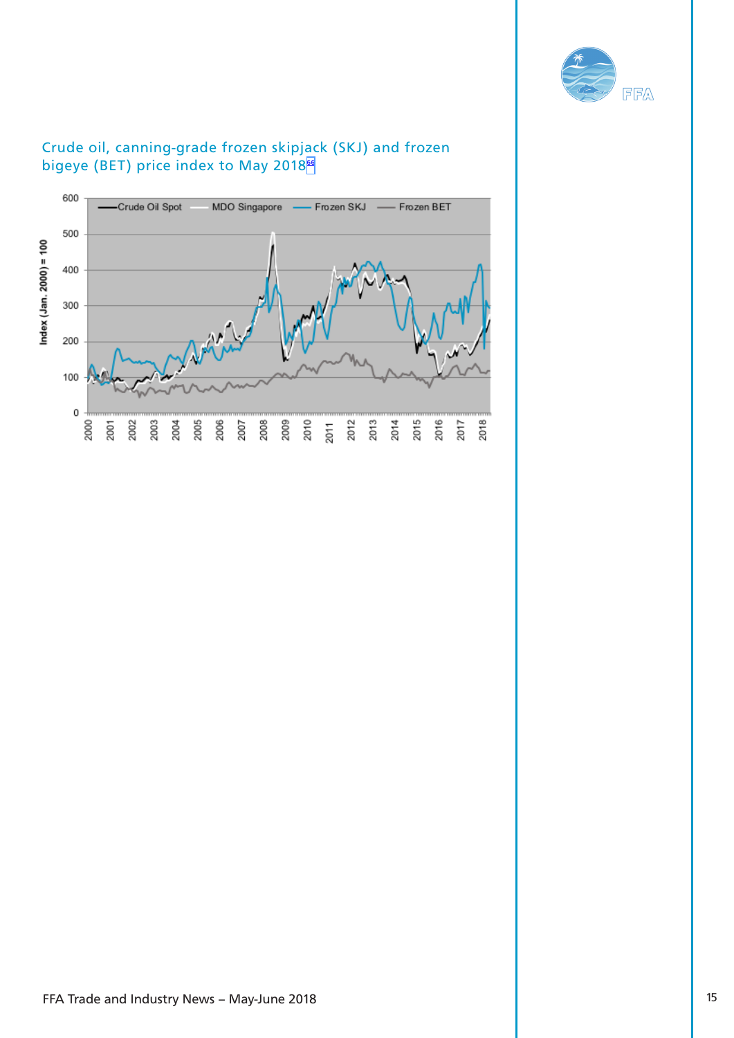Crude oil, canning-grade frozen skipjack (SKJ) and frozen bigeye (BET) price index to May 2018[66]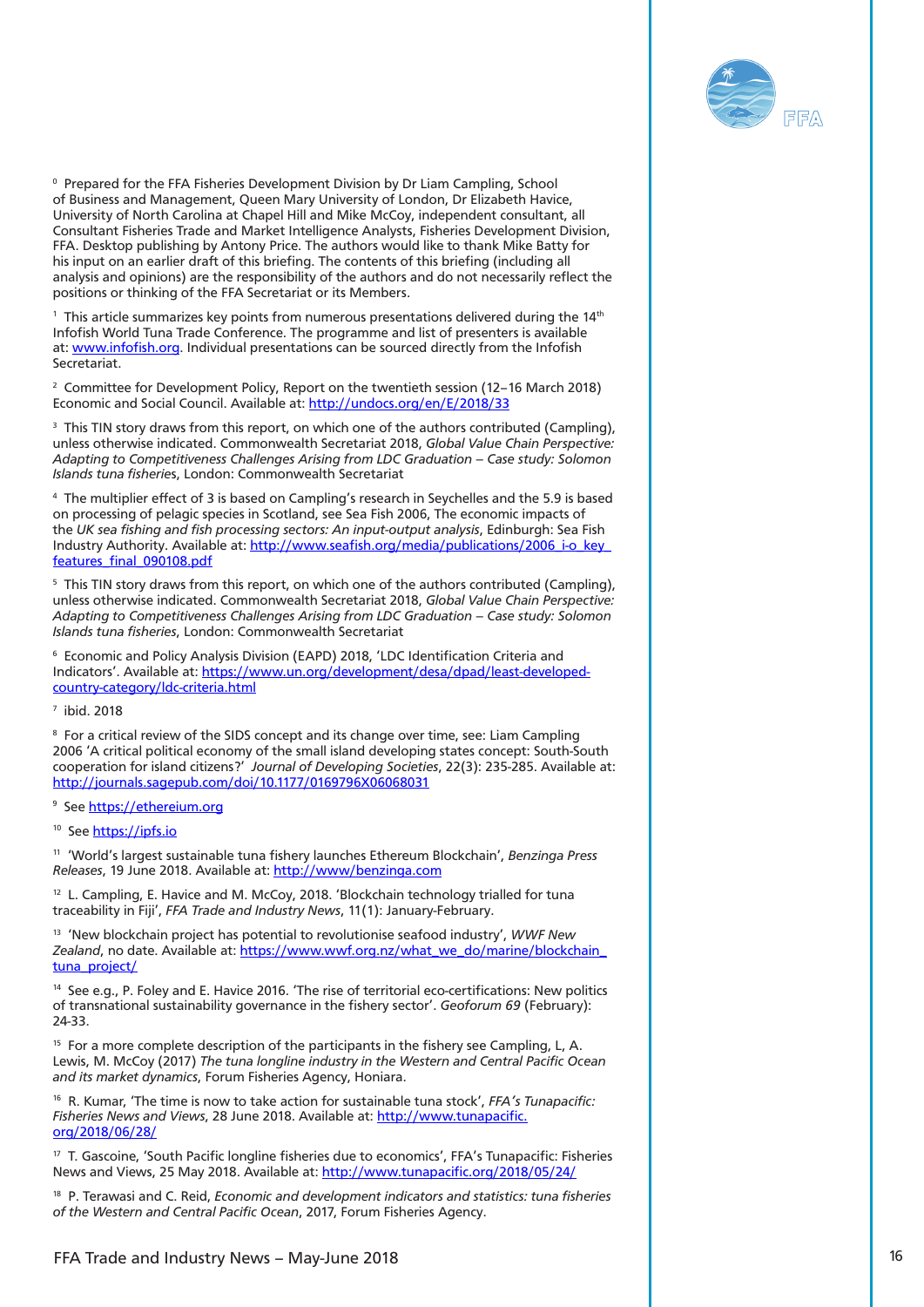[0] Prepared for the FFA Fisheries Development Division by Dr Liam Campling, School of Business and Management, Queen Mary University of London, Dr Elizabeth Havice, University of North Carolina at Chapel Hill and Mike McCoy, independent consultant, all Consultant Fisheries Trade and Market Intelligence Analysts, Fisheries Development Division, FFA. Desktop publishing by Antony Price. The authors would like to thank Mike Batty for his input on an earlier draft of this briefing. The contents of this briefing (including all analysis and opinions) are the responsibility of the authors and do not necessarily reflect the positions or thinking of the FFA Secretariat or its Members.

[1] This article summarizes key points from numerous presentations delivered during the 14th Infofish World Tuna Trade Conference. The programme and list of presenters is available at: [www.infofish.org](www.infofish.org). Individual presentations can be sourced directly from the Infofish Secretariat.

[2] Committee for Development Policy, Report on the twentieth session (12–16 March 2018) Economic and Social Council. Available at: [http://undocs.org/en/E/2018/33](http://undocs.org/en/E/2018/33)

[3] This TIN story draws from this report, on which one of the authors contributed (Campling), unless otherwise indicated. Commonwealth Secretariat 2018, *Global Value Chain Perspective: Adapting to Competitiveness Challenges Arising from LDC Graduation – Case study: Solomon Islands tuna fisheries*, London: Commonwealth Secretariat

[4] The multiplier effect of 3 is based on Campling's research in Seychelles and the 5.9 is based on processing of pelagic species in Scotland, see Sea Fish 2006, The economic impacts of the *UK sea fishing and fish processing sectors: An input-output analysis*, Edinburgh: Sea Fish Industry Authority. Available at: [http://www.seafish.org/media/publications/2006_i-o_key_features_final_090108.pdf](http://www.seafish.org/media/publications/2006_i-o_key_features_final_090108.pdf)

[5] This TIN story draws from this report, on which one of the authors contributed (Campling), unless otherwise indicated. Commonwealth Secretariat 2018, *Global Value Chain Perspective: Adapting to Competitiveness Challenges Arising from LDC Graduation – Case study: Solomon Islands tuna fisheries*, London: Commonwealth Secretariat

[6] Economic and Policy Analysis Division (EAPD) 2018, 'LDC Identification Criteria and Indicators'. Available at: [https://www.un.org/development/desa/dpad/least-developed-country-category/ldc-criteria.html](https://www.un.org/development/desa/dpad/least-developed-country-category/ldc-criteria.html)

[7] ibid. 2018

[8] For a critical review of the SIDS concept and its change over time, see: Liam Campling 2006 'A critical political economy of the small island developing states concept: South-South cooperation for island citizens?' *Journal of Developing Societies*, 22(3): 235-285. Available at: [http://journals.sagepub.com/doi/10.1177/0169796X06068031](http://journals.sagepub.com/doi/10.1177/0169796X06068031)

[9] See [https://ethereium.org](https://ethereium.org)

[10] See [https://ipfs.io](https://ipfs.io)

[11] 'World's largest sustainable tuna fishery launches Ethereum Blockchain', *Benzinga Press Releases*, 19 June 2018. Available at: [http://www/benzinga.com](http://www/benzinga.com)

[12] L. Campling, E. Havice and M. McCoy, 2018. 'Blockchain technology trialled for tuna traceability in Fiji', *FFA Trade and Industry News*, 11(1): January-February.

[13] 'New blockchain project has potential to revolutionise seafood industry', *WWF New Zealand*, no date. Available at: [https://www.wwf.org.nz/what_we_do/marine/blockchain_tuna_project/](https://www.wwf.org.nz/what_we_do/marine/blockchain_tuna_project/)

[14] See e.g., P. Foley and E. Havice 2016. 'The rise of territorial eco-certifications: New politics of transnational sustainability governance in the fishery sector'. *Geoforum 69* (February): 24-33.

[15] For a more complete description of the participants in the fishery see Campling, L, A. Lewis, M. McCoy (2017) *The tuna longline industry in the Western and Central Pacific Ocean and its market dynamics*, Forum Fisheries Agency, Honiara.

[16] R. Kumar, 'The time is now to take action for sustainable tuna stock', *FFA's Tunapacific: Fisheries News and Views*, 28 June 2018. Available at: [http://www.tunapacific.org/2018/06/28/](http://www.tunapacific.org/2018/06/28/)

[17] T. Gascoine, 'South Pacific longline fisheries due to economics', FFA's Tunapacific: Fisheries News and Views, 25 May 2018. Available at: [http://www.tunapacific.org/2018/05/24/](http://www.tunapacific.org/2018/05/24/)

[18] P. Terawasi and C. Reid, *Economic and development indicators and statistics: tuna fisheries of the Western and Central Pacific Ocean*, 2017, Forum Fisheries Agency.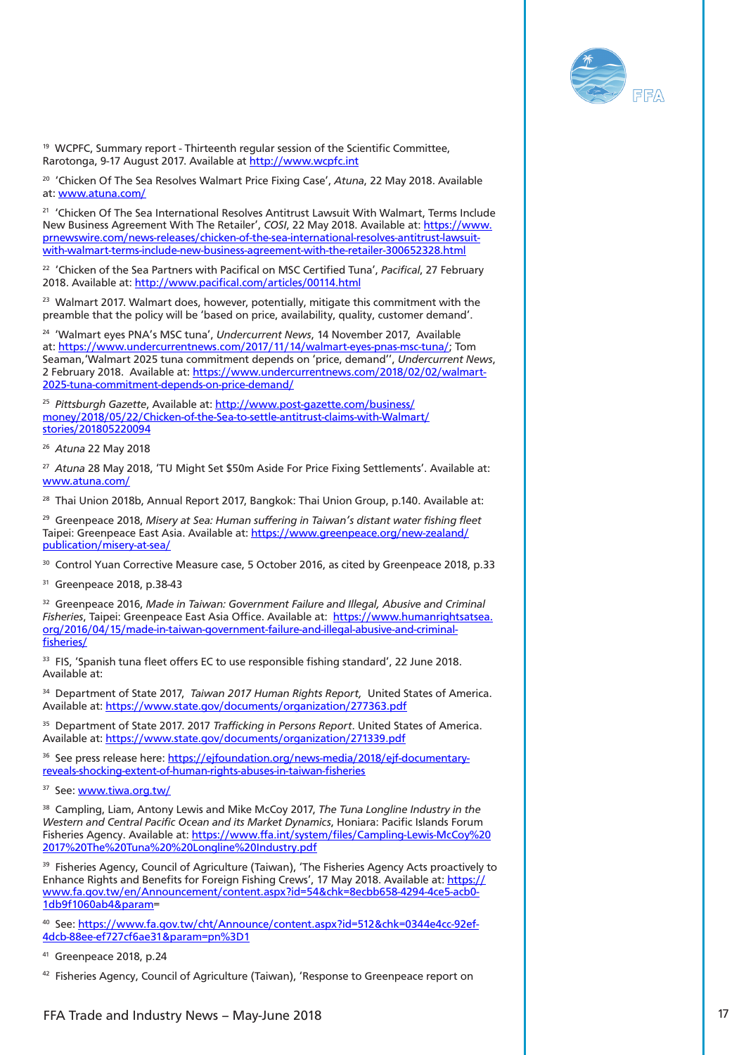[19] WCPFC, Summary report - Thirteenth regular session of the Scientific Committee, Rarotonga, 9-17 August 2017. Available at http://www.wcpfc.int

[20] 'Chicken Of The Sea Resolves Walmart Price Fixing Case', *Atuna*, 22 May 2018. Available at: www.atuna.com/

[21] 'Chicken Of The Sea International Resolves Antitrust Lawsuit With Walmart, Terms Include New Business Agreement With The Retailer', *COSI*, 22 May 2018. Available at: https://www.prnewswire.com/news-releases/chicken-of-the-sea-international-resolves-antitrust-lawsuit-with-walmart-terms-include-new-business-agreement-with-the-retailer-300652328.html

[22] 'Chicken of the Sea Partners with Pacifical on MSC Certified Tuna', *Pacifical*, 27 February 2018. Available at: http://www.pacifical.com/articles/00114.html

[23] Walmart 2017. Walmart does, however, potentially, mitigate this commitment with the preamble that the policy will be 'based on price, availability, quality, customer demand'.

[24] 'Walmart eyes PNA's MSC tuna', *Undercurrent News*, 14 November 2017, Available at: https://www.undercurrentnews.com/2017/11/14/walmart-eyes-pnas-msc-tuna/; Tom Seaman,'Walmart 2025 tuna commitment depends on 'price, demand'', *Undercurrent News*, 2 February 2018. Available at: https://www.undercurrentnews.com/2018/02/02/walmart-2025-tuna-commitment-depends-on-price-demand/

[25] *Pittsburgh Gazette*, Available at: http://www.post-gazette.com/business/money/2018/05/22/Chicken-of-the-Sea-to-settle-antitrust-claims-with-Walmart/stories/201805220094

[26] *Atuna* 22 May 2018

[27] *Atuna* 28 May 2018, 'TU Might Set $50m Aside For Price Fixing Settlements'. Available at: www.atuna.com/

[28] Thai Union 2018b, Annual Report 2017, Bangkok: Thai Union Group, p.140. Available at:

[29] Greenpeace 2018, *Misery at Sea: Human suffering in Taiwan's distant water fishing fleet* Taipei: Greenpeace East Asia. Available at: https://www.greenpeace.org/new-zealand/publication/misery-at-sea/

[30] Control Yuan Corrective Measure case, 5 October 2016, as cited by Greenpeace 2018, p.33

[31] Greenpeace 2018, p.38-43

[32] Greenpeace 2016, *Made in Taiwan: Government Failure and Illegal, Abusive and Criminal Fisheries*, Taipei: Greenpeace East Asia Office. Available at: https://www.humanrightsatsea.org/2016/04/15/made-in-taiwan-government-failure-and-illegal-abusive-and-criminal-fisheries/

[33] FIS, 'Spanish tuna fleet offers EC to use responsible fishing standard', 22 June 2018. Available at:

[34] Department of State 2017, *Taiwan 2017 Human Rights Report,* United States of America. Available at: https://www.state.gov/documents/organization/277363.pdf

[35] Department of State 2017. 2017 *Trafficking in Persons Report*. United States of America. Available at: https://www.state.gov/documents/organization/271339.pdf

[36] See press release here: https://ejfoundation.org/news-media/2018/ejf-documentary-reveals-shocking-extent-of-human-rights-abuses-in-taiwan-fisheries

[37] See: www.tiwa.org.tw/

[38] Campling, Liam, Antony Lewis and Mike McCoy 2017, *The Tuna Longline Industry in the Western and Central Pacific Ocean and its Market Dynamics*, Honiara: Pacific Islands Forum Fisheries Agency. Available at: https://www.ffa.int/system/files/Campling-Lewis-McCoy%202017%20The%20Tuna%20Longline%20Industry.pdf

[39] Fisheries Agency, Council of Agriculture (Taiwan), 'The Fisheries Agency Acts proactively to Enhance Rights and Benefits for Foreign Fishing Crews', 17 May 2018. Available at: https://www.fa.gov.tw/en/Announcement/content.aspx?id=54&chk=8ecbb658-4294-4ce5-acb0-1db9f1060ab4&param=

[40] See: https://www.fa.gov.tw/cht/Announce/content.aspx?id=512&chk=0344e4cc-92ef-4dcb-88ee-ef727cf6ae31&param=pn%3D1

[41] Greenpeace 2018, p.24

[42] Fisheries Agency, Council of Agriculture (Taiwan), 'Response to Greenpeace report on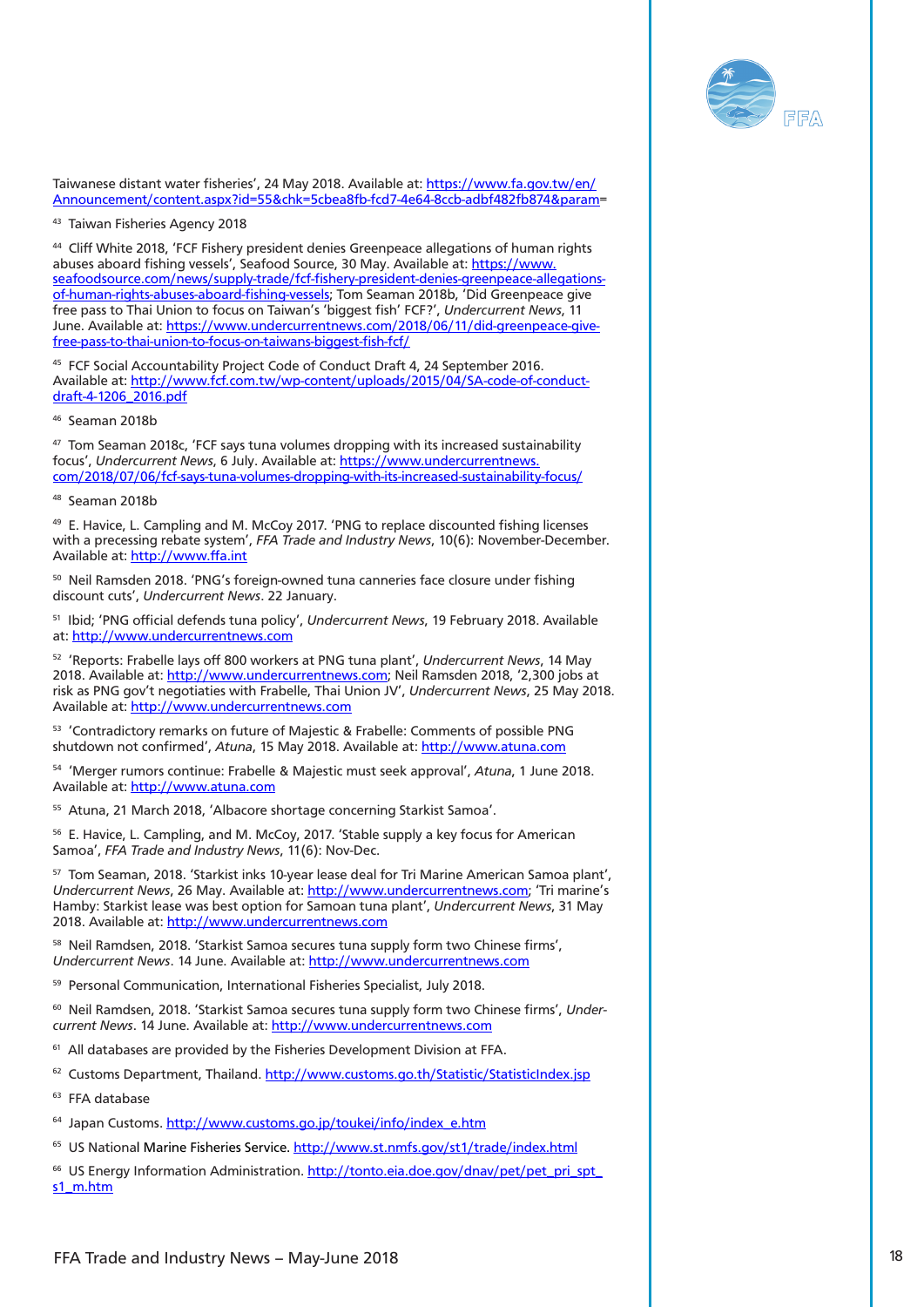Taiwanese distant water fisheries', 24 May 2018. Available at: https://www.fa.gov.tw/en/Announcement/content.aspx?id=55&chk=5cbea8fb-fcd7-4e64-8ccb-adbf482fb874&param=

[43] Taiwan Fisheries Agency 2018

[44] Cliff White 2018, 'FCF Fishery president denies Greenpeace allegations of human rights abuses aboard fishing vessels', Seafood Source, 30 May. Available at: https://www.seafoodsource.com/news/supply-trade/fcf-fishery-president-denies-greenpeace-allegations-of-human-rights-abuses-aboard-fishing-vessels; Tom Seaman 2018b, 'Did Greenpeace give free pass to Thai Union to focus on Taiwan's 'biggest fish' FCF?', *Undercurrent News*, 11 June. Available at: https://www.undercurrentnews.com/2018/06/11/did-greenpeace-give-free-pass-to-thai-union-to-focus-on-taiwans-biggest-fish-fcf/

[45] FCF Social Accountability Project Code of Conduct Draft 4, 24 September 2016. Available at: http://www.fcf.com.tw/wp-content/uploads/2015/04/SA-code-of-conduct-draft-4-1206_2016.pdf

[46] Seaman 2018b

[47] Tom Seaman 2018c, 'FCF says tuna volumes dropping with its increased sustainability focus', *Undercurrent News*, 6 July. Available at: https://www.undercurrentnews.com/2018/07/06/fcf-says-tuna-volumes-dropping-with-its-increased-sustainability-focus/

[48] Seaman 2018b

[49] E. Havice, L. Campling and M. McCoy 2017. 'PNG to replace discounted fishing licenses with a precessing rebate system', *FFA Trade and Industry News*, 10(6): November-December. Available at: http://www.ffa.int

[50] Neil Ramsden 2018. 'PNG's foreign-owned tuna canneries face closure under fishing discount cuts', *Undercurrent News*. 22 January.

[51] Ibid; 'PNG official defends tuna policy', *Undercurrent News*, 19 February 2018. Available at: http://www.undercurrentnews.com

[52] 'Reports: Frabelle lays off 800 workers at PNG tuna plant', *Undercurrent News*, 14 May 2018. Available at: http://www.undercurrentnews.com; Neil Ramsden 2018, '2,300 jobs at risk as PNG gov't negotiaties with Frabelle, Thai Union JV', *Undercurrent News*, 25 May 2018. Available at: http://www.undercurrentnews.com

[53] 'Contradictory remarks on future of Majestic & Frabelle: Comments of possible PNG shutdown not confirmed', *Atuna*, 15 May 2018. Available at: http://www.atuna.com

[54] 'Merger rumors continue: Frabelle & Majestic must seek approval', *Atuna*, 1 June 2018. Available at: http://www.atuna.com

[55] Atuna, 21 March 2018, 'Albacore shortage concerning Starkist Samoa'.

[56] E. Havice, L. Campling, and M. McCoy, 2017. 'Stable supply a key focus for American Samoa', *FFA Trade and Industry News*, 11(6): Nov-Dec.

[57] Tom Seaman, 2018. 'Starkist inks 10-year lease deal for Tri Marine American Samoa plant', *Undercurrent News*, 26 May. Available at: http://www.undercurrentnews.com; 'Tri marine's Hamby: Starkist lease was best option for Samoan tuna plant', *Undercurrent News*, 31 May 2018. Available at: http://www.undercurrentnews.com

[58] Neil Ramdsen, 2018. 'Starkist Samoa secures tuna supply form two Chinese firms', *Undercurrent News*. 14 June. Available at: http://www.undercurrentnews.com

[59] Personal Communication, International Fisheries Specialist, July 2018.

[60] Neil Ramdsen, 2018. 'Starkist Samoa secures tuna supply form two Chinese firms', *Undercurrent News*. 14 June. Available at: http://www.undercurrentnews.com

[61] All databases are provided by the Fisheries Development Division at FFA.

[62] Customs Department, Thailand. http://www.customs.go.th/Statistic/StatisticIndex.jsp

[63] FFA database

[64] Japan Customs. http://www.customs.go.jp/toukei/info/index_e.htm

[65] US National Marine Fisheries Service. http://www.st.nmfs.gov/st1/trade/index.html

[66] US Energy Information Administration. http://tonto.eia.doe.gov/dnav/pet/pet_pri_spt_s1_m.htm